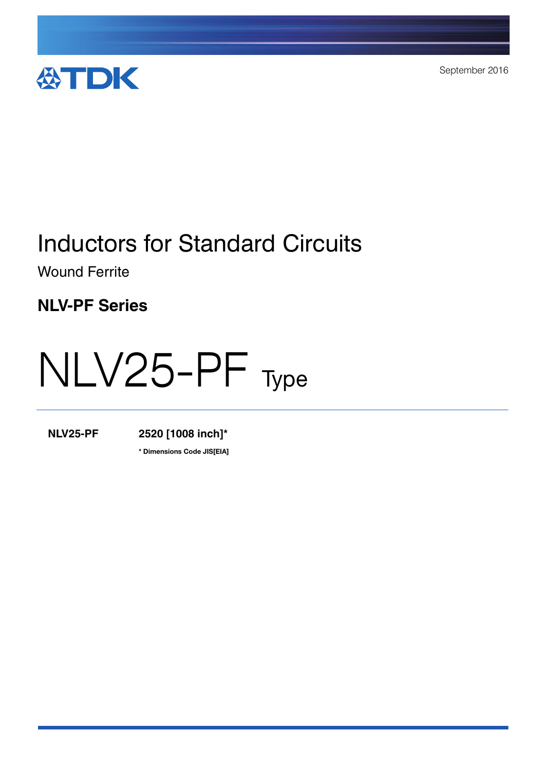TDK

September 2016

# Inductors for Standard Circuits

Wound Ferrite

## NLV-PF Series

# NLV25-PF Type

| **NLV25-PF** | **2520 [1008 inch]*** |
|---|---|

**\* Dimensions Code JIS[EIA]**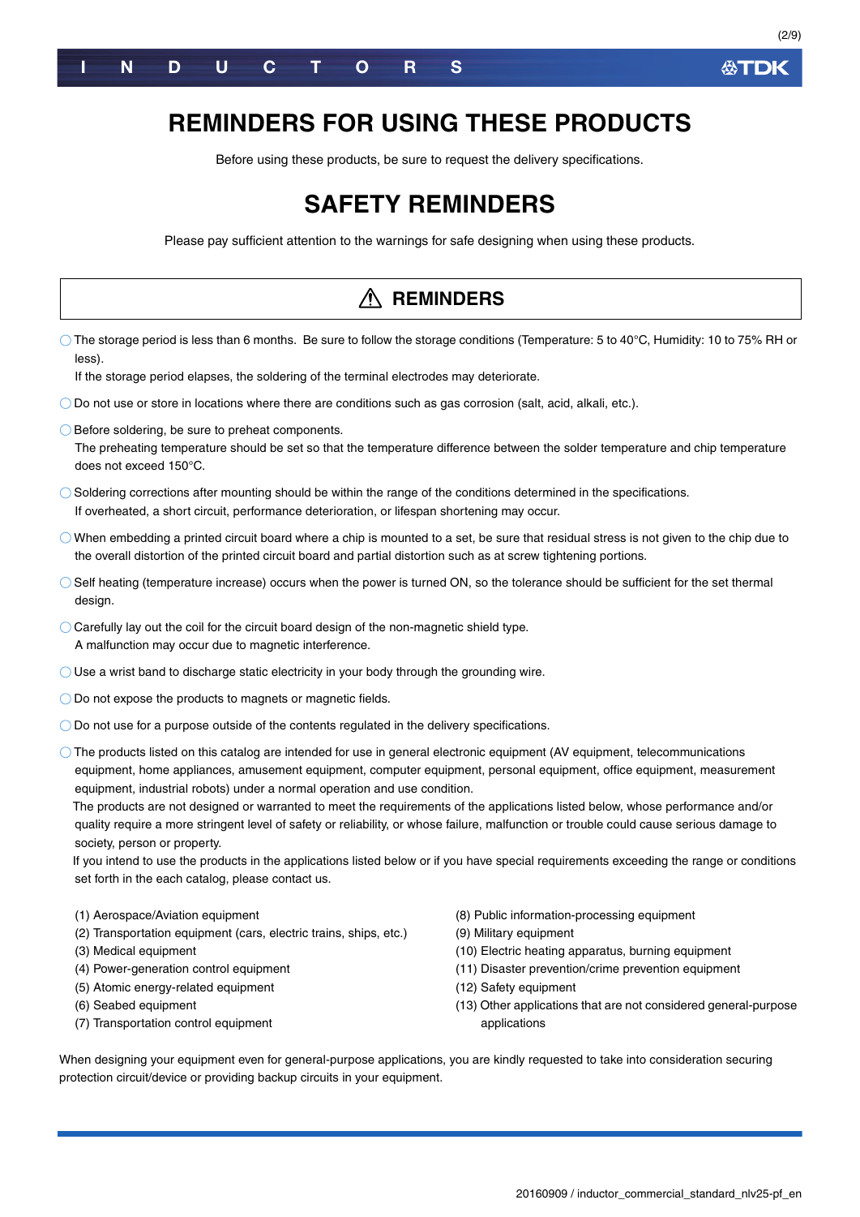# REMINDERS FOR USING THESE PRODUCTS

Before using these products, be sure to request the delivery specifications.

# SAFETY REMINDERS

Please pay sufficient attention to the warnings for safe designing when using these products.

## ⚠ REMINDERS

- ◯ The storage period is less than 6 months. Be sure to follow the storage conditions (Temperature: 5 to 40°C, Humidity: 10 to 75% RH or less).
  If the storage period elapses, the soldering of the terminal electrodes may deteriorate.
- ◯ Do not use or store in locations where there are conditions such as gas corrosion (salt, acid, alkali, etc.).
- ◯ Before soldering, be sure to preheat components.
  The preheating temperature should be set so that the temperature difference between the solder temperature and chip temperature does not exceed 150°C.
- ◯ Soldering corrections after mounting should be within the range of the conditions determined in the specifications.
  If overheated, a short circuit, performance deterioration, or lifespan shortening may occur.
- ◯ When embedding a printed circuit board where a chip is mounted to a set, be sure that residual stress is not given to the chip due to the overall distortion of the printed circuit board and partial distortion such as at screw tightening portions.
- ◯ Self heating (temperature increase) occurs when the power is turned ON, so the tolerance should be sufficient for the set thermal design.
- ◯ Carefully lay out the coil for the circuit board design of the non-magnetic shield type.
  A malfunction may occur due to magnetic interference.
- ◯ Use a wrist band to discharge static electricity in your body through the grounding wire.
- ◯ Do not expose the products to magnets or magnetic fields.
- ◯ Do not use for a purpose outside of the contents regulated in the delivery specifications.
- ◯ The products listed on this catalog are intended for use in general electronic equipment (AV equipment, telecommunications equipment, home appliances, amusement equipment, computer equipment, personal equipment, office equipment, measurement equipment, industrial robots) under a normal operation and use condition.
  The products are not designed or warranted to meet the requirements of the applications listed below, whose performance and/or quality require a more stringent level of safety or reliability, or whose failure, malfunction or trouble could cause serious damage to society, person or property.
  If you intend to use the products in the applications listed below or if you have special requirements exceeding the range or conditions set forth in the each catalog, please contact us.

(1) Aerospace/Aviation equipment
(2) Transportation equipment (cars, electric trains, ships, etc.)
(3) Medical equipment
(4) Power-generation control equipment
(5) Atomic energy-related equipment
(6) Seabed equipment
(7) Transportation control equipment
(8) Public information-processing equipment
(9) Military equipment
(10) Electric heating apparatus, burning equipment
(11) Disaster prevention/crime prevention equipment
(12) Safety equipment
(13) Other applications that are not considered general-purpose applications

When designing your equipment even for general-purpose applications, you are kindly requested to take into consideration securing protection circuit/device or providing backup circuits in your equipment.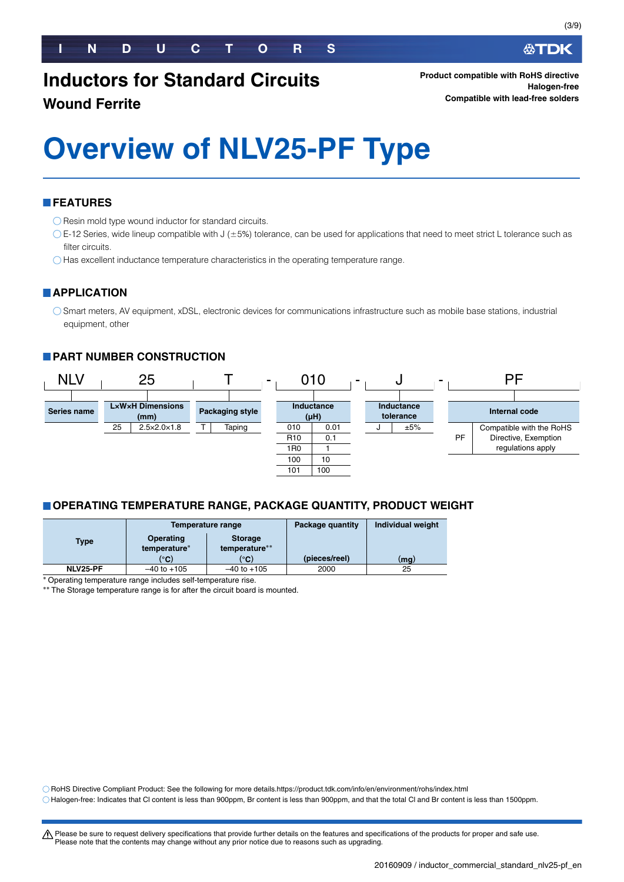# Inductors for Standard Circuits

## Wound Ferrite

**Product compatible with RoHS directive**
**Halogen-free**
**Compatible with lead-free solders**

# Overview of NLV25-PF Type

## FEATURES

- Resin mold type wound inductor for standard circuits.
- E-12 Series, wide lineup compatible with J (±5%) tolerance, can be used for applications that need to meet strict L tolerance such as filter circuits.
- Has excellent inductance temperature characteristics in the operating temperature range.

## APPLICATION

- Smart meters, AV equipment, xDSL, electronic devices for communications infrastructure such as mobile base stations, industrial equipment, other

## PART NUMBER CONSTRUCTION

NLV 25 T - 010 - J - PF

**Series name:** NLV

**L×W×H Dimensions (mm)**

| Code | Dimensions |
|---|---|
| 25 | 2.5×2.0×1.8 |

**Packaging style**

| Code | Style |
|---|---|
| T | Taping |

**Inductance (µH)**

| Code | Value |
|---|---|
| 010 | 0.01 |
| R10 | 0.1 |
| 1R0 | 1 |
| 100 | 10 |
| 101 | 100 |

**Inductance tolerance**

| Code | Tolerance |
|---|---|
| J | ±5% |

**Internal code**

| Code | Description |
|---|---|
| PF | Compatible with the RoHS Directive, Exemption regulations apply |

## OPERATING TEMPERATURE RANGE, PACKAGE QUANTITY, PRODUCT WEIGHT

| Type | Temperature range | | Package quantity | Individual weight |
|---|---|---|---|---|
| | Operating temperature* (°C) | Storage temperature** (°C) | (pieces/reel) | (mg) |
| NLV25-PF | –40 to +105 | –40 to +105 | 2000 | 25 |

\* Operating temperature range includes self-temperature rise.
\*\* The Storage temperature range is for after the circuit board is mounted.

- RoHS Directive Compliant Product: See the following for more details.https://product.tdk.com/info/en/environment/rohs/index.html
- Halogen-free: Indicates that Cl content is less than 900ppm, Br content is less than 900ppm, and that the total Cl and Br content is less than 1500ppm.

⚠ Please be sure to request delivery specifications that provide further details on the features and specifications of the products for proper and safe use.
Please note that the contents may change without any prior notice due to reasons such as upgrading.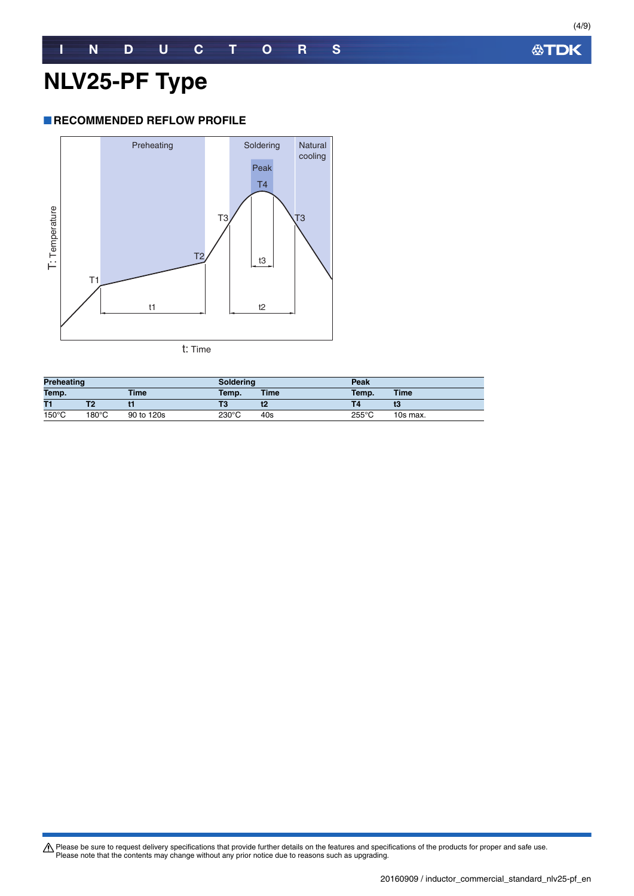# NLV25-PF Type

## RECOMMENDED REFLOW PROFILE

| Preheating | | | Soldering | | Peak | |
|---|---|---|---|---|---|---|
| Temp. | | Time | Temp. | Time | Temp. | Time |
| T1 | T2 | t1 | T3 | t2 | T4 | t3 |
| 150°C | 180°C | 90 to 120s | 230°C | 40s | 255°C | 10s max. |

⚠ Please be sure to request delivery specifications that provide further details on the features and specifications of the products for proper and safe use.
Please note that the contents may change without any prior notice due to reasons such as upgrading.

20160909 / inductor_commercial_standard_nlv25-pf_en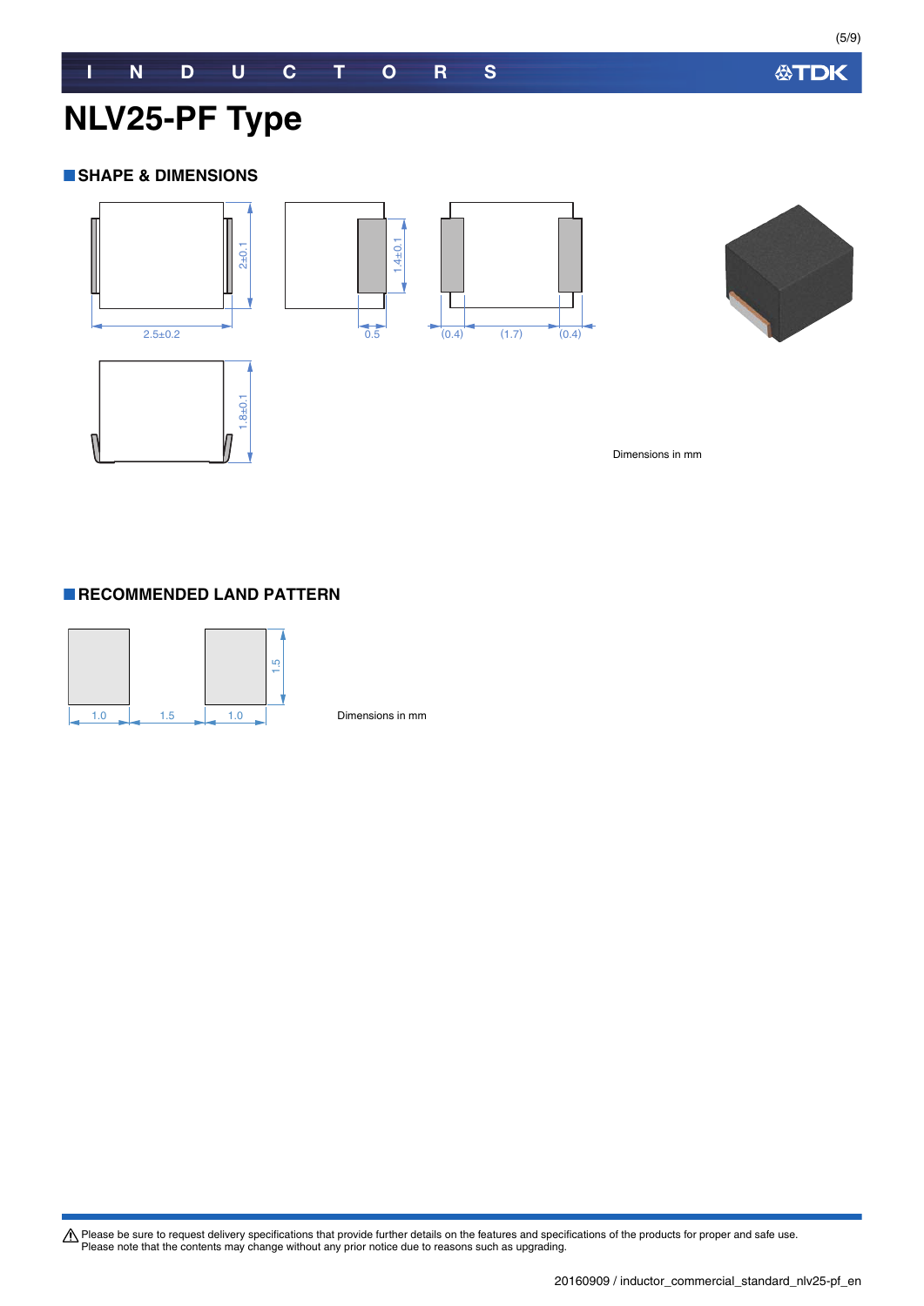# NLV25-PF Type

## SHAPE & DIMENSIONS

2.5±0.2

2±0.1

1.4±0.1

0.5

(0.4) (1.7) (0.4)

1.8±0.1

Dimensions in mm

## RECOMMENDED LAND PATTERN

1.0 1.5 1.0

1.5

Dimensions in mm

⚠ Please be sure to request delivery specifications that provide further details on the features and specifications of the products for proper and safe use.
Please note that the contents may change without any prior notice due to reasons such as upgrading.

20160909 / inductor_commercial_standard_nlv25-pf_en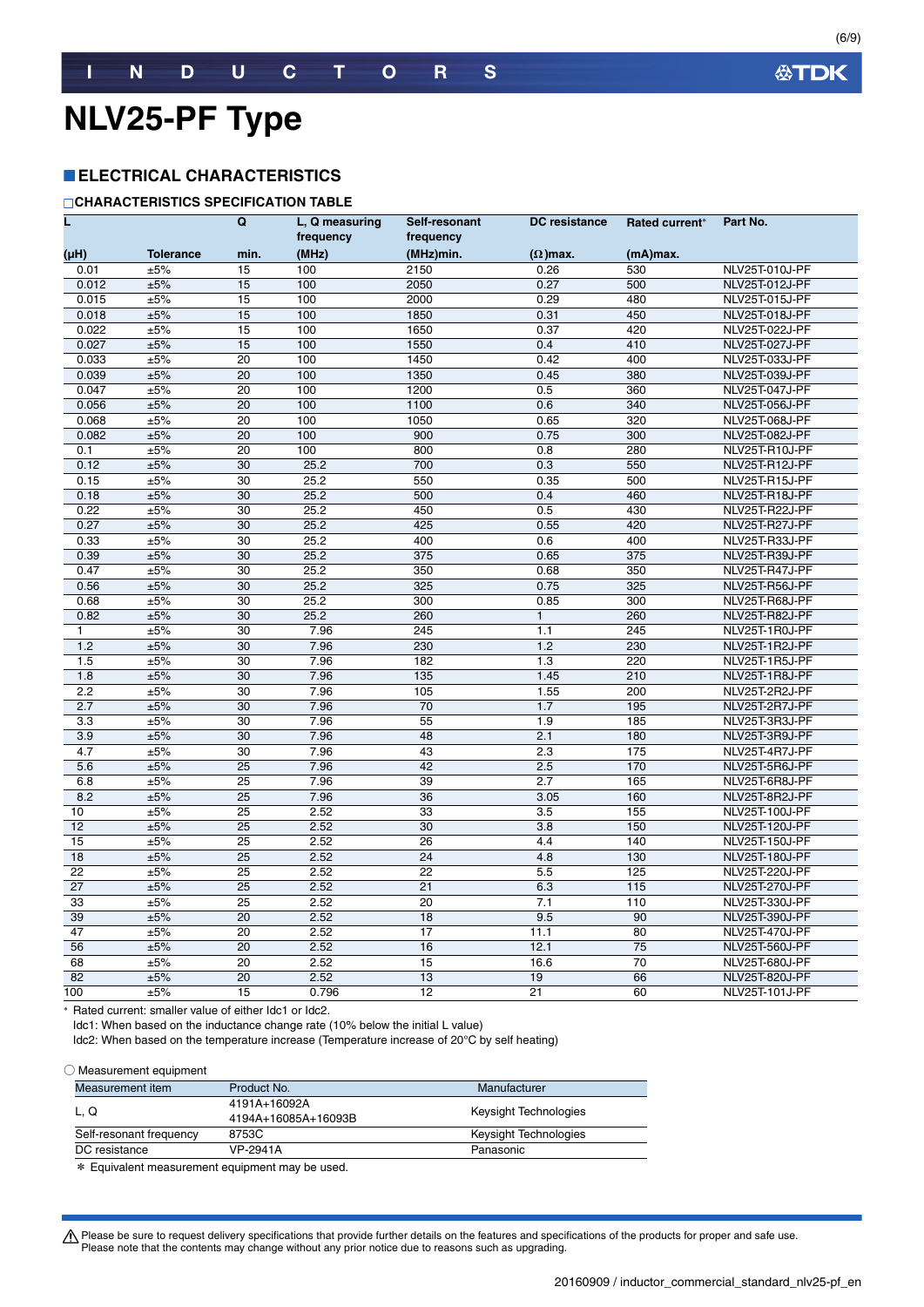# NLV25-PF Type

## ■ELECTRICAL CHARACTERISTICS

### □CHARACTERISTICS SPECIFICATION TABLE

| L (μH) | Tolerance | Q min. | L, Q measuring frequency (MHz) | Self-resonant frequency (MHz)min. | DC resistance (Ω)max. | Rated current* (mA)max. | Part No. |
|---|---|---|---|---|---|---|---|
| 0.01 | ±5% | 15 | 100 | 2150 | 0.26 | 530 | NLV25T-010J-PF |
| 0.012 | ±5% | 15 | 100 | 2050 | 0.27 | 500 | NLV25T-012J-PF |
| 0.015 | ±5% | 15 | 100 | 2000 | 0.29 | 480 | NLV25T-015J-PF |
| 0.018 | ±5% | 15 | 100 | 1850 | 0.31 | 450 | NLV25T-018J-PF |
| 0.022 | ±5% | 15 | 100 | 1650 | 0.37 | 420 | NLV25T-022J-PF |
| 0.027 | ±5% | 15 | 100 | 1550 | 0.4 | 410 | NLV25T-027J-PF |
| 0.033 | ±5% | 20 | 100 | 1450 | 0.42 | 400 | NLV25T-033J-PF |
| 0.039 | ±5% | 20 | 100 | 1350 | 0.45 | 380 | NLV25T-039J-PF |
| 0.047 | ±5% | 20 | 100 | 1200 | 0.5 | 360 | NLV25T-047J-PF |
| 0.056 | ±5% | 20 | 100 | 1100 | 0.6 | 340 | NLV25T-056J-PF |
| 0.068 | ±5% | 20 | 100 | 1050 | 0.65 | 320 | NLV25T-068J-PF |
| 0.082 | ±5% | 20 | 100 | 900 | 0.75 | 300 | NLV25T-082J-PF |
| 0.1 | ±5% | 20 | 100 | 800 | 0.8 | 280 | NLV25T-R10J-PF |
| 0.12 | ±5% | 30 | 25.2 | 700 | 0.3 | 550 | NLV25T-R12J-PF |
| 0.15 | ±5% | 30 | 25.2 | 550 | 0.35 | 500 | NLV25T-R15J-PF |
| 0.18 | ±5% | 30 | 25.2 | 500 | 0.4 | 460 | NLV25T-R18J-PF |
| 0.22 | ±5% | 30 | 25.2 | 450 | 0.5 | 430 | NLV25T-R22J-PF |
| 0.27 | ±5% | 30 | 25.2 | 425 | 0.55 | 420 | NLV25T-R27J-PF |
| 0.33 | ±5% | 30 | 25.2 | 400 | 0.6 | 400 | NLV25T-R33J-PF |
| 0.39 | ±5% | 30 | 25.2 | 375 | 0.65 | 375 | NLV25T-R39J-PF |
| 0.47 | ±5% | 30 | 25.2 | 350 | 0.68 | 350 | NLV25T-R47J-PF |
| 0.56 | ±5% | 30 | 25.2 | 325 | 0.75 | 325 | NLV25T-R56J-PF |
| 0.68 | ±5% | 30 | 25.2 | 300 | 0.85 | 300 | NLV25T-R68J-PF |
| 0.82 | ±5% | 30 | 25.2 | 260 | 1 | 260 | NLV25T-R82J-PF |
| 1 | ±5% | 30 | 7.96 | 245 | 1.1 | 245 | NLV25T-1R0J-PF |
| 1.2 | ±5% | 30 | 7.96 | 230 | 1.2 | 230 | NLV25T-1R2J-PF |
| 1.5 | ±5% | 30 | 7.96 | 182 | 1.3 | 220 | NLV25T-1R5J-PF |
| 1.8 | ±5% | 30 | 7.96 | 135 | 1.45 | 210 | NLV25T-1R8J-PF |
| 2.2 | ±5% | 30 | 7.96 | 105 | 1.55 | 200 | NLV25T-2R2J-PF |
| 2.7 | ±5% | 30 | 7.96 | 70 | 1.7 | 195 | NLV25T-2R7J-PF |
| 3.3 | ±5% | 30 | 7.96 | 55 | 1.9 | 185 | NLV25T-3R3J-PF |
| 3.9 | ±5% | 30 | 7.96 | 48 | 2.1 | 180 | NLV25T-3R9J-PF |
| 4.7 | ±5% | 30 | 7.96 | 43 | 2.3 | 175 | NLV25T-4R7J-PF |
| 5.6 | ±5% | 25 | 7.96 | 42 | 2.5 | 170 | NLV25T-5R6J-PF |
| 6.8 | ±5% | 25 | 7.96 | 39 | 2.7 | 165 | NLV25T-6R8J-PF |
| 8.2 | ±5% | 25 | 7.96 | 36 | 3.05 | 160 | NLV25T-8R2J-PF |
| 10 | ±5% | 25 | 2.52 | 33 | 3.5 | 155 | NLV25T-100J-PF |
| 12 | ±5% | 25 | 2.52 | 30 | 3.8 | 150 | NLV25T-120J-PF |
| 15 | ±5% | 25 | 2.52 | 26 | 4.4 | 140 | NLV25T-150J-PF |
| 18 | ±5% | 25 | 2.52 | 24 | 4.8 | 130 | NLV25T-180J-PF |
| 22 | ±5% | 25 | 2.52 | 22 | 5.5 | 125 | NLV25T-220J-PF |
| 27 | ±5% | 25 | 2.52 | 21 | 6.3 | 115 | NLV25T-270J-PF |
| 33 | ±5% | 25 | 2.52 | 20 | 7.1 | 110 | NLV25T-330J-PF |
| 39 | ±5% | 20 | 2.52 | 18 | 9.5 | 90 | NLV25T-390J-PF |
| 47 | ±5% | 20 | 2.52 | 17 | 11.1 | 80 | NLV25T-470J-PF |
| 56 | ±5% | 20 | 2.52 | 16 | 12.1 | 75 | NLV25T-560J-PF |
| 68 | ±5% | 20 | 2.52 | 15 | 16.6 | 70 | NLV25T-680J-PF |
| 82 | ±5% | 20 | 2.52 | 13 | 19 | 66 | NLV25T-820J-PF |
| 100 | ±5% | 15 | 0.796 | 12 | 21 | 60 | NLV25T-101J-PF |

* Rated current: smaller value of either Idc1 or Idc2.
Idc1: When based on the inductance change rate (10% below the initial L value)
Idc2: When based on the temperature increase (Temperature increase of 20°C by self heating)

○ Measurement equipment

| Measurement item | Product No. | Manufacturer |
|---|---|---|
| L, Q | 4191A+16092A<br>4194A+16085A+16093B | Keysight Technologies |
| Self-resonant frequency | 8753C | Keysight Technologies |
| DC resistance | VP-2941A | Panasonic |

* Equivalent measurement equipment may be used.

⚠ Please be sure to request delivery specifications that provide further details on the features and specifications of the products for proper and safe use.
Please note that the contents may change without any prior notice due to reasons such as upgrading.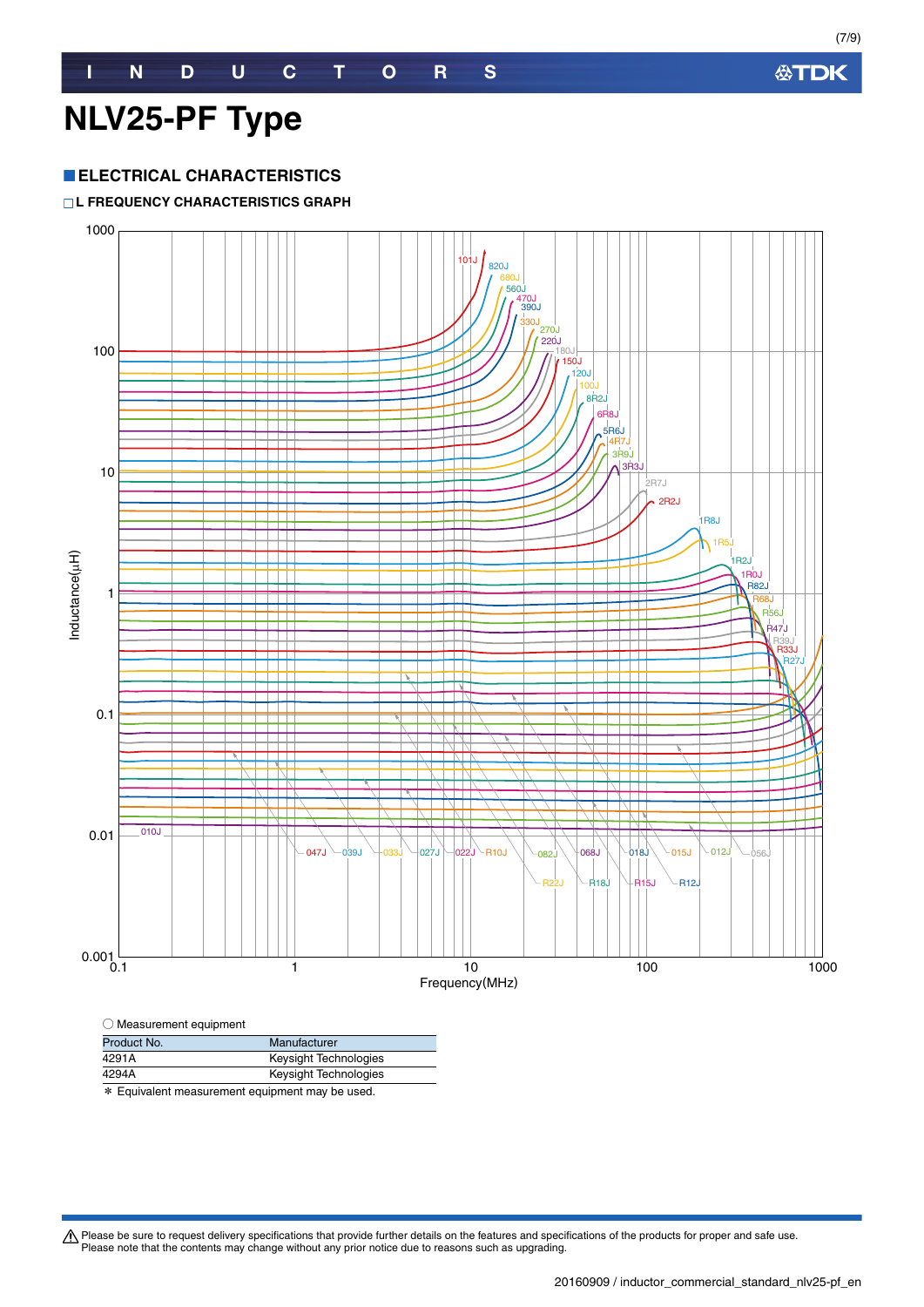# NLV25-PF Type

## ■ELECTRICAL CHARACTERISTICS

### □L FREQUENCY CHARACTERISTICS GRAPH

○ Measurement equipment

| Product No. | Manufacturer |
|---|---|
| 4291A | Keysight Technologies |
| 4294A | Keysight Technologies |

＊ Equivalent measurement equipment may be used.

⚠ Please be sure to request delivery specifications that provide further details on the features and specifications of the products for proper and safe use.
Please note that the contents may change without any prior notice due to reasons such as upgrading.

20160909 / inductor_commercial_standard_nlv25-pf_en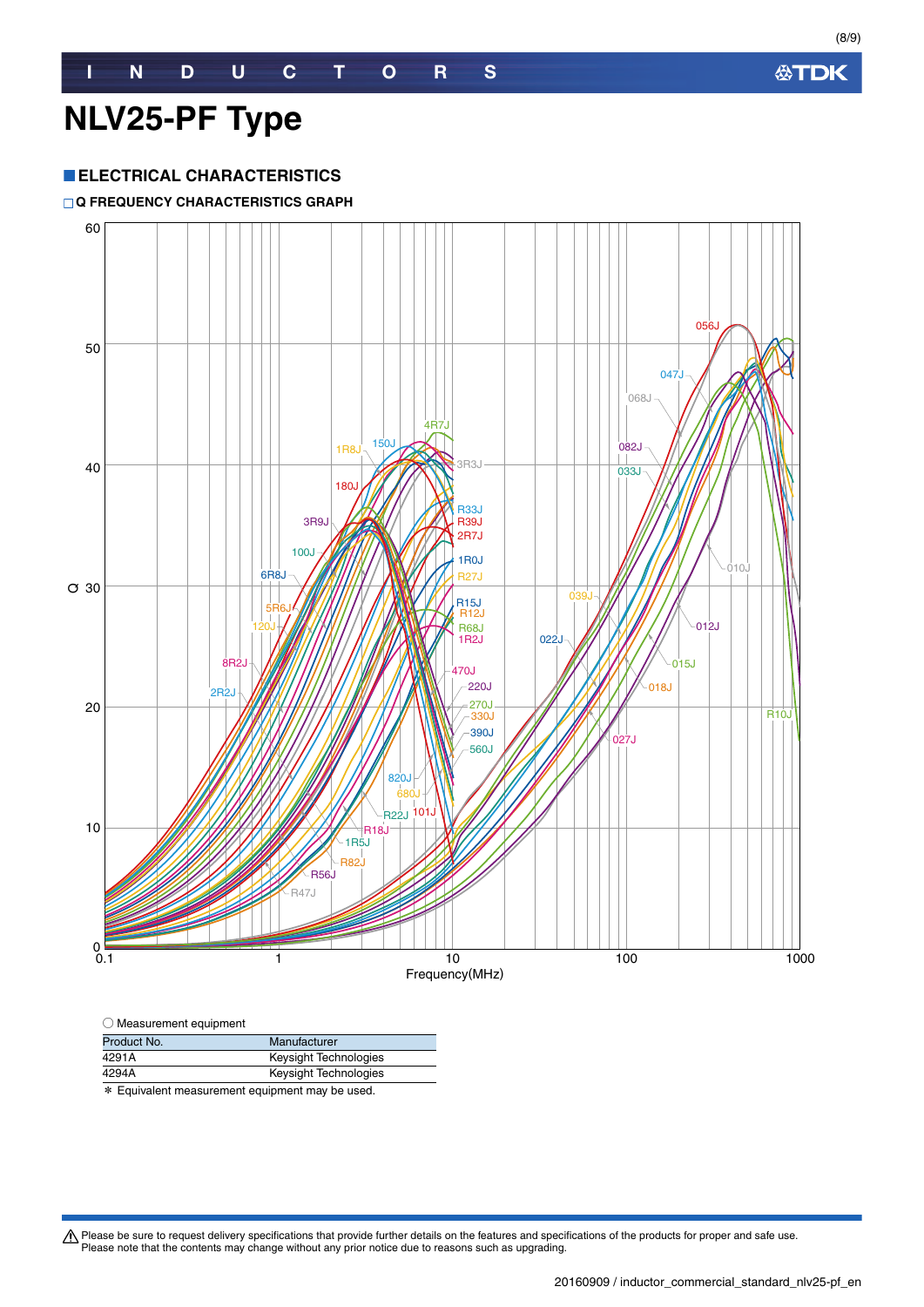# NLV25-PF Type

## ■ELECTRICAL CHARACTERISTICS

### □Q FREQUENCY CHARACTERISTICS GRAPH

○ Measurement equipment

| Product No. | Manufacturer |
|---|---|
| 4291A | Keysight Technologies |
| 4294A | Keysight Technologies |

＊ Equivalent measurement equipment may be used.

⚠ Please be sure to request delivery specifications that provide further details on the features and specifications of the products for proper and safe use.
Please note that the contents may change without any prior notice due to reasons such as upgrading.

20160909 / inductor_commercial_standard_nlv25-pf_en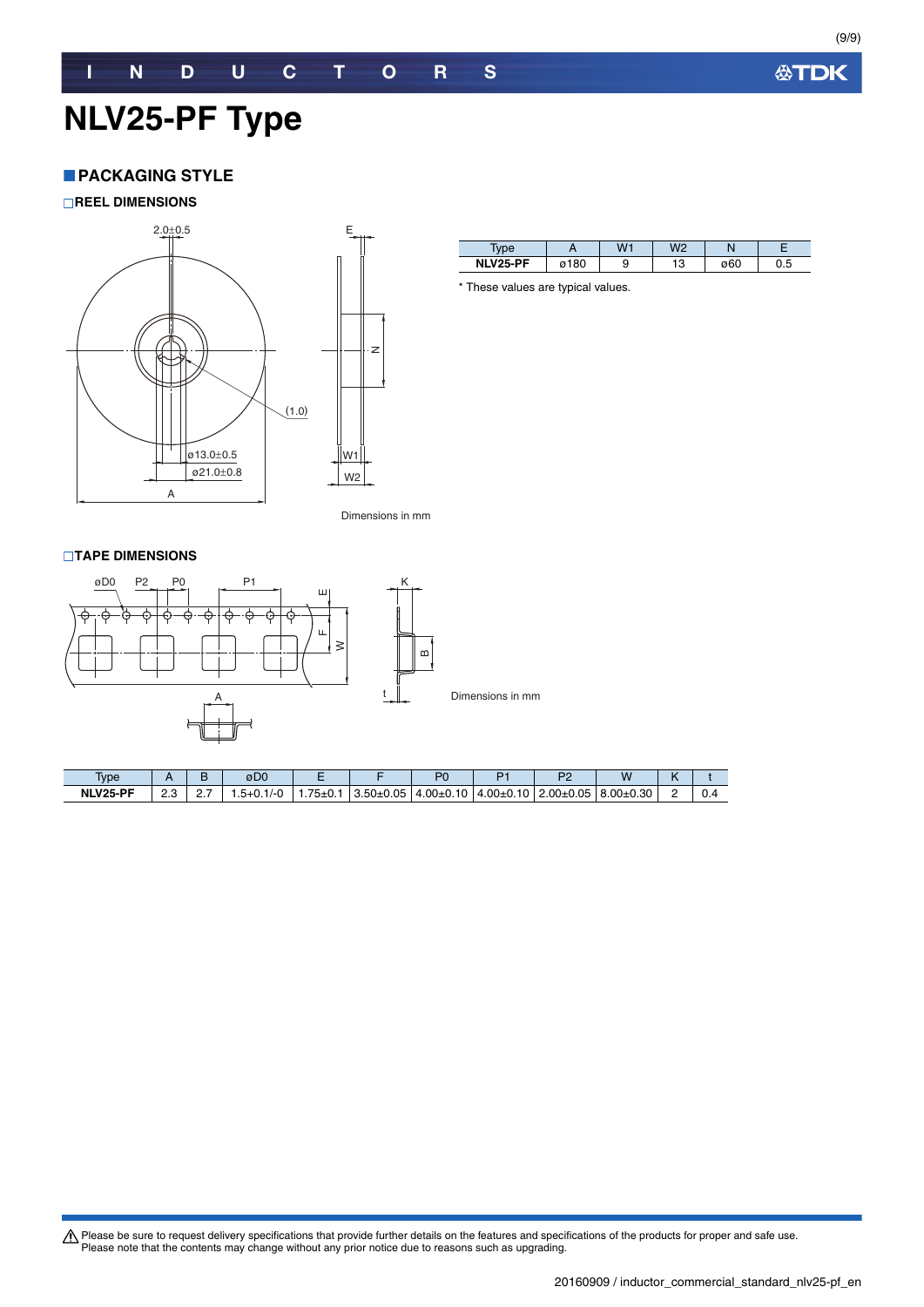# NLV25-PF Type

## PACKAGING STYLE

### REEL DIMENSIONS

2.0±0.5

E

N

(1.0)

ø13.0±0.5

ø21.0±0.8

A

W1

W2

Dimensions in mm

| Type | A | W1 | W2 | N | E |
|---|---|---|---|---|---|
| **NLV25-PF** | ø180 | 9 | 13 | ø60 | 0.5 |

* These values are typical values.

### TAPE DIMENSIONS

øD0 P2 P0 P1

E

F

W

K

B

t

A

Dimensions in mm

| Type | A | B | øD0 | E | F | P0 | P1 | P2 | W | K | t |
|---|---|---|---|---|---|---|---|---|---|---|---|
| **NLV25-PF** | 2.3 | 2.7 | 1.5+0.1/-0 | 1.75±0.1 | 3.50±0.05 | 4.00±0.10 | 4.00±0.10 | 2.00±0.05 | 8.00±0.30 | 2 | 0.4 |

⚠ Please be sure to request delivery specifications that provide further details on the features and specifications of the products for proper and safe use.
Please note that the contents may change without any prior notice due to reasons such as upgrading.

20160909 / inductor_commercial_standard_nlv25-pf_en